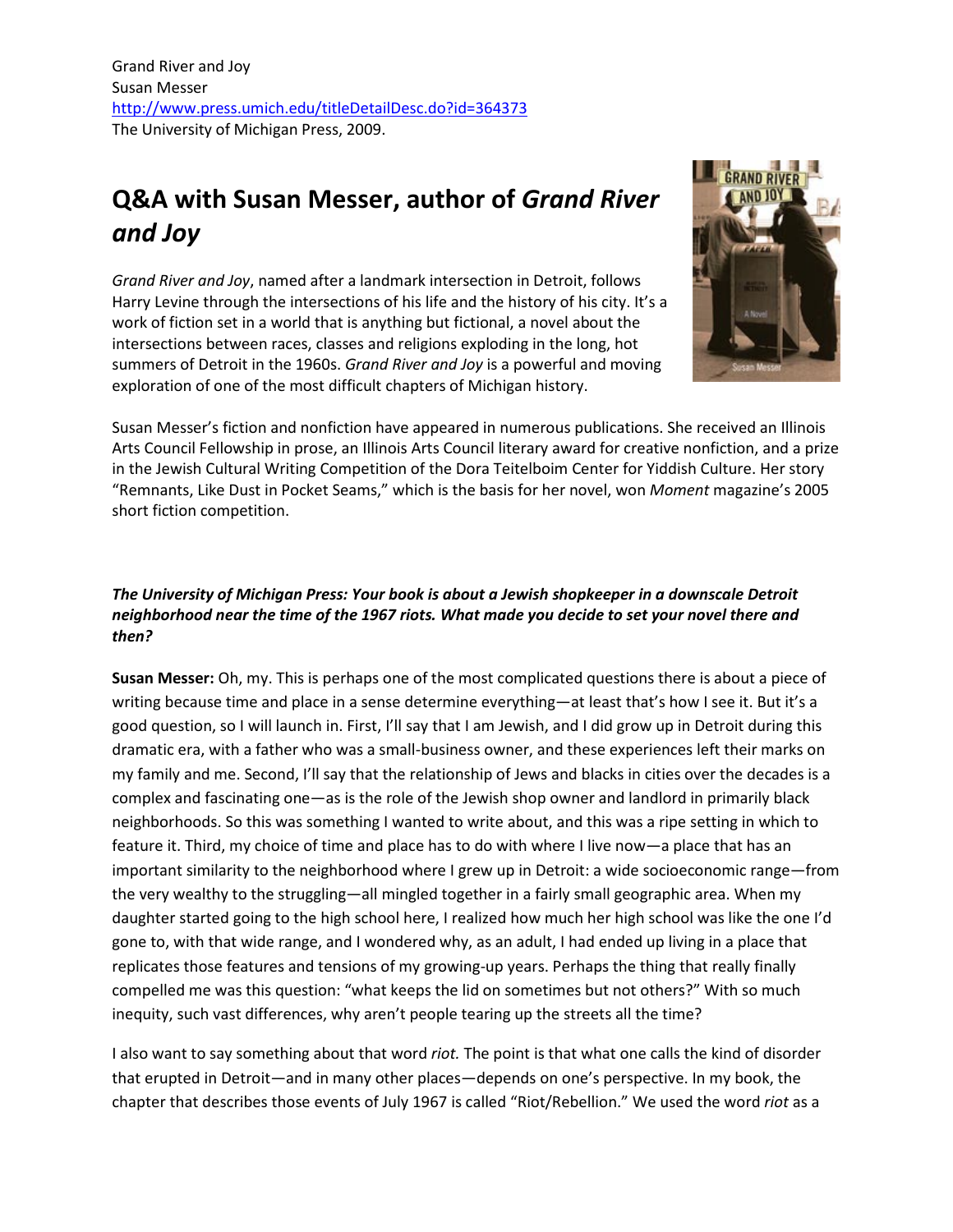Grand River and Joy
Susan Messer
http://www.press.umich.edu/titleDetailDesc.do?id=364373
The University of Michigan Press, 2009.

# Q&A with Susan Messer, author of *Grand River and Joy*

*Grand River and Joy*, named after a landmark intersection in Detroit, follows Harry Levine through the intersections of his life and the history of his city. It's a work of fiction set in a world that is anything but fictional, a novel about the intersections between races, classes and religions exploding in the long, hot summers of Detroit in the 1960s. *Grand River and Joy* is a powerful and moving exploration of one of the most difficult chapters of Michigan history.

Susan Messer's fiction and nonfiction have appeared in numerous publications. She received an Illinois Arts Council Fellowship in prose, an Illinois Arts Council literary award for creative nonfiction, and a prize in the Jewish Cultural Writing Competition of the Dora Teitelboim Center for Yiddish Culture. Her story "Remnants, Like Dust in Pocket Seams," which is the basis for her novel, won *Moment* magazine's 2005 short fiction competition.

***The University of Michigan Press: Your book is about a Jewish shopkeeper in a downscale Detroit neighborhood near the time of the 1967 riots. What made you decide to set your novel there and then?***

**Susan Messer:** Oh, my. This is perhaps one of the most complicated questions there is about a piece of writing because time and place in a sense determine everything—at least that's how I see it. But it's a good question, so I will launch in. First, I'll say that I am Jewish, and I did grow up in Detroit during this dramatic era, with a father who was a small-business owner, and these experiences left their marks on my family and me. Second, I'll say that the relationship of Jews and blacks in cities over the decades is a complex and fascinating one—as is the role of the Jewish shop owner and landlord in primarily black neighborhoods. So this was something I wanted to write about, and this was a ripe setting in which to feature it. Third, my choice of time and place has to do with where I live now—a place that has an important similarity to the neighborhood where I grew up in Detroit: a wide socioeconomic range—from the very wealthy to the struggling—all mingled together in a fairly small geographic area. When my daughter started going to the high school here, I realized how much her high school was like the one I'd gone to, with that wide range, and I wondered why, as an adult, I had ended up living in a place that replicates those features and tensions of my growing-up years. Perhaps the thing that really finally compelled me was this question: "what keeps the lid on sometimes but not others?" With so much inequity, such vast differences, why aren't people tearing up the streets all the time?

I also want to say something about that word *riot.* The point is that what one calls the kind of disorder that erupted in Detroit—and in many other places—depends on one's perspective. In my book, the chapter that describes those events of July 1967 is called "Riot/Rebellion." We used the word *riot* as a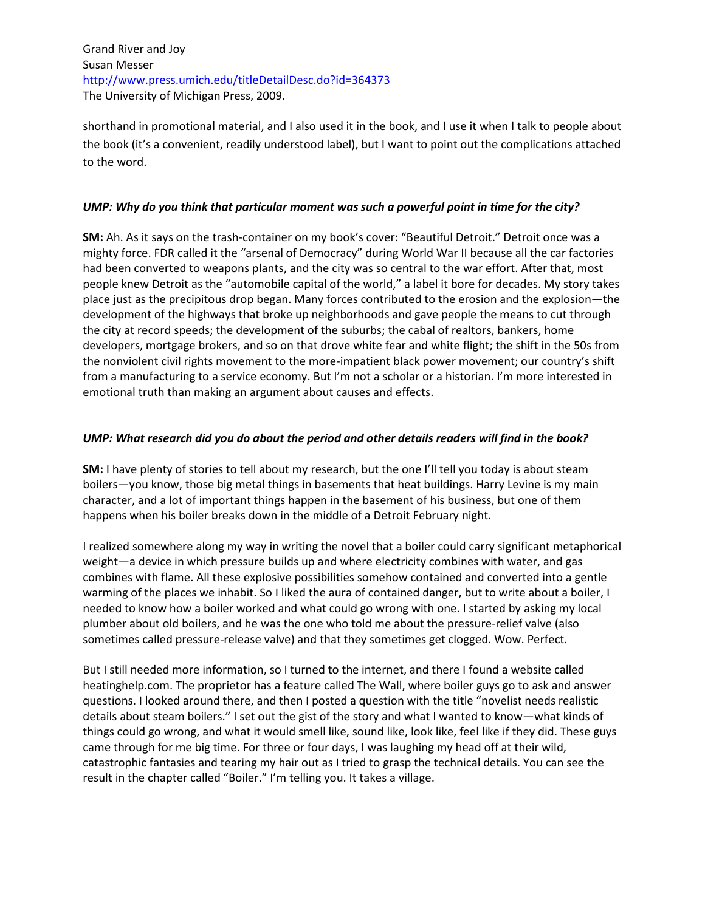shorthand in promotional material, and I also used it in the book, and I use it when I talk to people about the book (it's a convenient, readily understood label), but I want to point out the complications attached to the word.

***UMP: Why do you think that particular moment was such a powerful point in time for the city?***

**SM:** Ah. As it says on the trash-container on my book's cover: "Beautiful Detroit." Detroit once was a mighty force. FDR called it the "arsenal of Democracy" during World War II because all the car factories had been converted to weapons plants, and the city was so central to the war effort. After that, most people knew Detroit as the "automobile capital of the world," a label it bore for decades. My story takes place just as the precipitous drop began. Many forces contributed to the erosion and the explosion—the development of the highways that broke up neighborhoods and gave people the means to cut through the city at record speeds; the development of the suburbs; the cabal of realtors, bankers, home developers, mortgage brokers, and so on that drove white fear and white flight; the shift in the 50s from the nonviolent civil rights movement to the more-impatient black power movement; our country's shift from a manufacturing to a service economy. But I'm not a scholar or a historian. I'm more interested in emotional truth than making an argument about causes and effects.

***UMP: What research did you do about the period and other details readers will find in the book?***

**SM:** I have plenty of stories to tell about my research, but the one I'll tell you today is about steam boilers—you know, those big metal things in basements that heat buildings. Harry Levine is my main character, and a lot of important things happen in the basement of his business, but one of them happens when his boiler breaks down in the middle of a Detroit February night.

I realized somewhere along my way in writing the novel that a boiler could carry significant metaphorical weight—a device in which pressure builds up and where electricity combines with water, and gas combines with flame. All these explosive possibilities somehow contained and converted into a gentle warming of the places we inhabit. So I liked the aura of contained danger, but to write about a boiler, I needed to know how a boiler worked and what could go wrong with one. I started by asking my local plumber about old boilers, and he was the one who told me about the pressure-relief valve (also sometimes called pressure-release valve) and that they sometimes get clogged. Wow. Perfect.

But I still needed more information, so I turned to the internet, and there I found a website called heatinghelp.com. The proprietor has a feature called The Wall, where boiler guys go to ask and answer questions. I looked around there, and then I posted a question with the title "novelist needs realistic details about steam boilers." I set out the gist of the story and what I wanted to know—what kinds of things could go wrong, and what it would smell like, sound like, look like, feel like if they did. These guys came through for me big time. For three or four days, I was laughing my head off at their wild, catastrophic fantasies and tearing my hair out as I tried to grasp the technical details. You can see the result in the chapter called "Boiler." I'm telling you. It takes a village.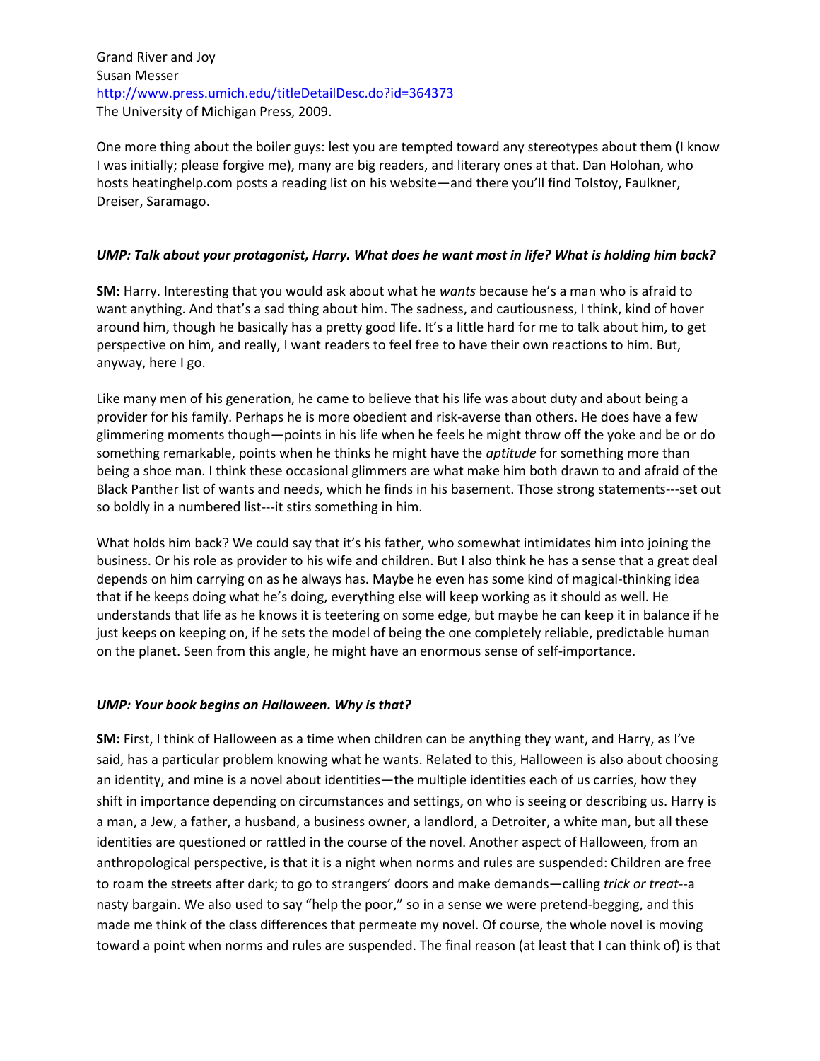Grand River and Joy
Susan Messer
http://www.press.umich.edu/titleDetailDesc.do?id=364373
The University of Michigan Press, 2009.

One more thing about the boiler guys: lest you are tempted toward any stereotypes about them (I know I was initially; please forgive me), many are big readers, and literary ones at that. Dan Holohan, who hosts heatinghelp.com posts a reading list on his website—and there you'll find Tolstoy, Faulkner, Dreiser, Saramago.

***UMP: Talk about your protagonist, Harry. What does he want most in life? What is holding him back?***

**SM:** Harry. Interesting that you would ask about what he *wants* because he's a man who is afraid to want anything. And that's a sad thing about him. The sadness, and cautiousness, I think, kind of hover around him, though he basically has a pretty good life. It's a little hard for me to talk about him, to get perspective on him, and really, I want readers to feel free to have their own reactions to him. But, anyway, here I go.

Like many men of his generation, he came to believe that his life was about duty and about being a provider for his family. Perhaps he is more obedient and risk-averse than others. He does have a few glimmering moments though—points in his life when he feels he might throw off the yoke and be or do something remarkable, points when he thinks he might have the *aptitude* for something more than being a shoe man. I think these occasional glimmers are what make him both drawn to and afraid of the Black Panther list of wants and needs, which he finds in his basement. Those strong statements---set out so boldly in a numbered list---it stirs something in him.

What holds him back? We could say that it's his father, who somewhat intimidates him into joining the business. Or his role as provider to his wife and children. But I also think he has a sense that a great deal depends on him carrying on as he always has. Maybe he even has some kind of magical-thinking idea that if he keeps doing what he's doing, everything else will keep working as it should as well. He understands that life as he knows it is teetering on some edge, but maybe he can keep it in balance if he just keeps on keeping on, if he sets the model of being the one completely reliable, predictable human on the planet. Seen from this angle, he might have an enormous sense of self-importance.

***UMP: Your book begins on Halloween. Why is that?***

**SM:** First, I think of Halloween as a time when children can be anything they want, and Harry, as I've said, has a particular problem knowing what he wants. Related to this, Halloween is also about choosing an identity, and mine is a novel about identities—the multiple identities each of us carries, how they shift in importance depending on circumstances and settings, on who is seeing or describing us. Harry is a man, a Jew, a father, a husband, a business owner, a landlord, a Detroiter, a white man, but all these identities are questioned or rattled in the course of the novel. Another aspect of Halloween, from an anthropological perspective, is that it is a night when norms and rules are suspended: Children are free to roam the streets after dark; to go to strangers' doors and make demands—calling *trick or treat*--a nasty bargain. We also used to say "help the poor," so in a sense we were pretend-begging, and this made me think of the class differences that permeate my novel. Of course, the whole novel is moving toward a point when norms and rules are suspended. The final reason (at least that I can think of) is that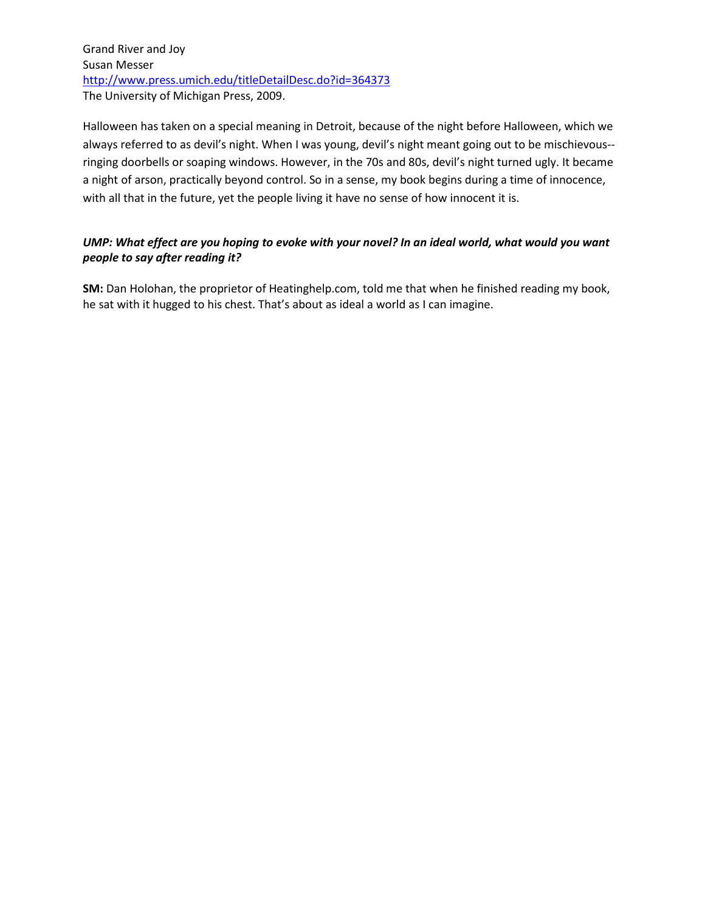Halloween has taken on a special meaning in Detroit, because of the night before Halloween, which we always referred to as devil's night. When I was young, devil's night meant going out to be mischievous--ringing doorbells or soaping windows. However, in the 70s and 80s, devil's night turned ugly. It became a night of arson, practically beyond control. So in a sense, my book begins during a time of innocence, with all that in the future, yet the people living it have no sense of how innocent it is.

***UMP: What effect are you hoping to evoke with your novel? In an ideal world, what would you want people to say after reading it?***

**SM:** Dan Holohan, the proprietor of Heatinghelp.com, told me that when he finished reading my book, he sat with it hugged to his chest. That's about as ideal a world as I can imagine.